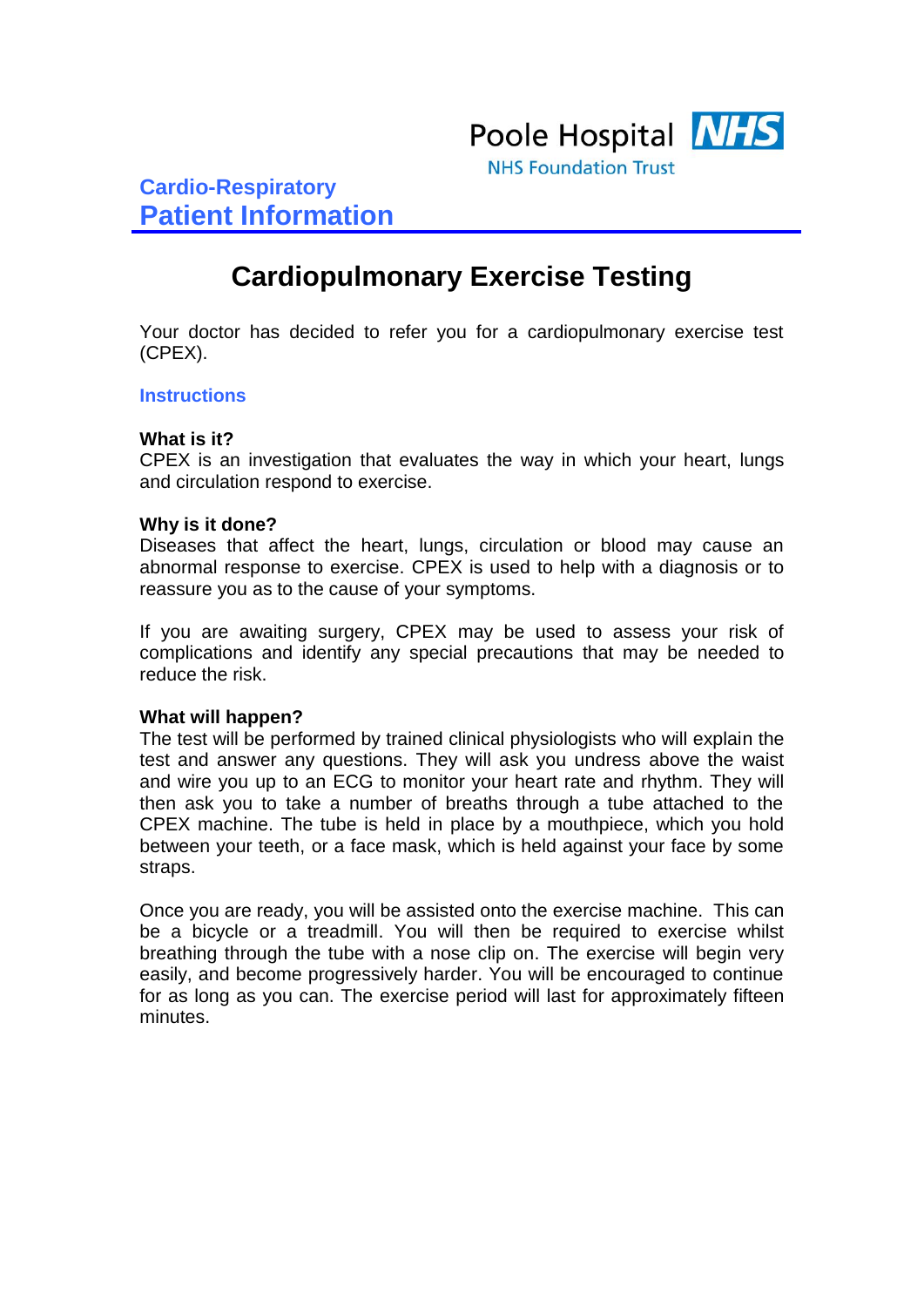Poole Hospital NHS
NHS Foundation Trust

**Cardio-Respiratory**
**Patient Information**

# Cardiopulmonary Exercise Testing

Your doctor has decided to refer you for a cardiopulmonary exercise test (CPEX).

## Instructions

**What is it?**
CPEX is an investigation that evaluates the way in which your heart, lungs and circulation respond to exercise.

**Why is it done?**
Diseases that affect the heart, lungs, circulation or blood may cause an abnormal response to exercise. CPEX is used to help with a diagnosis or to reassure you as to the cause of your symptoms.

If you are awaiting surgery, CPEX may be used to assess your risk of complications and identify any special precautions that may be needed to reduce the risk.

**What will happen?**
The test will be performed by trained clinical physiologists who will explain the test and answer any questions. They will ask you undress above the waist and wire you up to an ECG to monitor your heart rate and rhythm. They will then ask you to take a number of breaths through a tube attached to the CPEX machine. The tube is held in place by a mouthpiece, which you hold between your teeth, or a face mask, which is held against your face by some straps.

Once you are ready, you will be assisted onto the exercise machine. This can be a bicycle or a treadmill. You will then be required to exercise whilst breathing through the tube with a nose clip on. The exercise will begin very easily, and become progressively harder. You will be encouraged to continue for as long as you can. The exercise period will last for approximately fifteen minutes.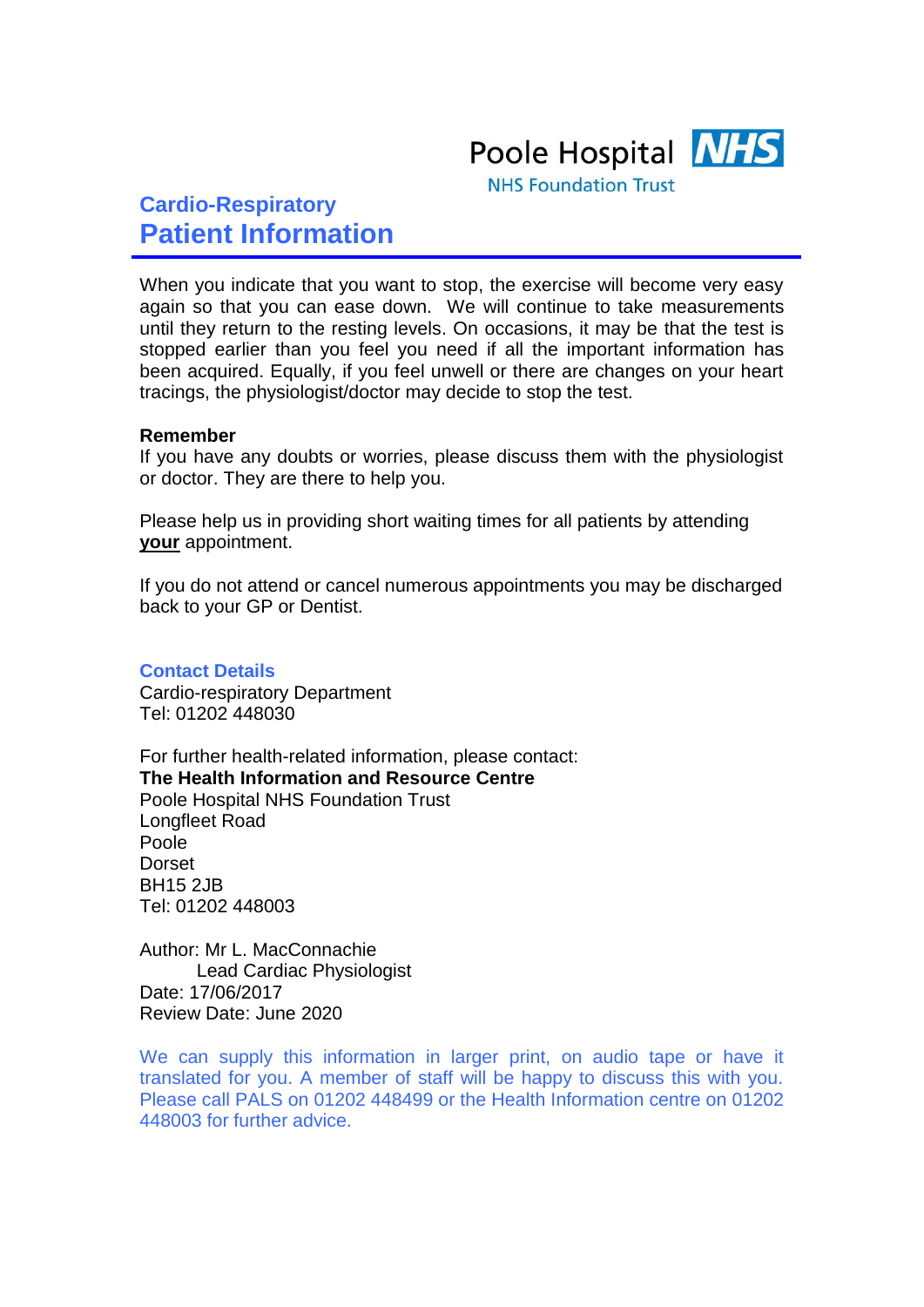Poole Hospital NHS

NHS Foundation Trust

## Cardio-Respiratory
# Patient Information

When you indicate that you want to stop, the exercise will become very easy again so that you can ease down. We will continue to take measurements until they return to the resting levels. On occasions, it may be that the test is stopped earlier than you feel you need if all the important information has been acquired. Equally, if you feel unwell or there are changes on your heart tracings, the physiologist/doctor may decide to stop the test.

**Remember**
If you have any doubts or worries, please discuss them with the physiologist or doctor. They are there to help you.

Please help us in providing short waiting times for all patients by attending **your** appointment.

If you do not attend or cancel numerous appointments you may be discharged back to your GP or Dentist.

### Contact Details

Cardio-respiratory Department
Tel: 01202 448030

For further health-related information, please contact:
**The Health Information and Resource Centre**
Poole Hospital NHS Foundation Trust
Longfleet Road
Poole
Dorset
BH15 2JB
Tel: 01202 448003

Author: Mr L. MacConnachie
Lead Cardiac Physiologist
Date: 17/06/2017
Review Date: June 2020

We can supply this information in larger print, on audio tape or have it translated for you. A member of staff will be happy to discuss this with you. Please call PALS on 01202 448499 or the Health Information centre on 01202 448003 for further advice.